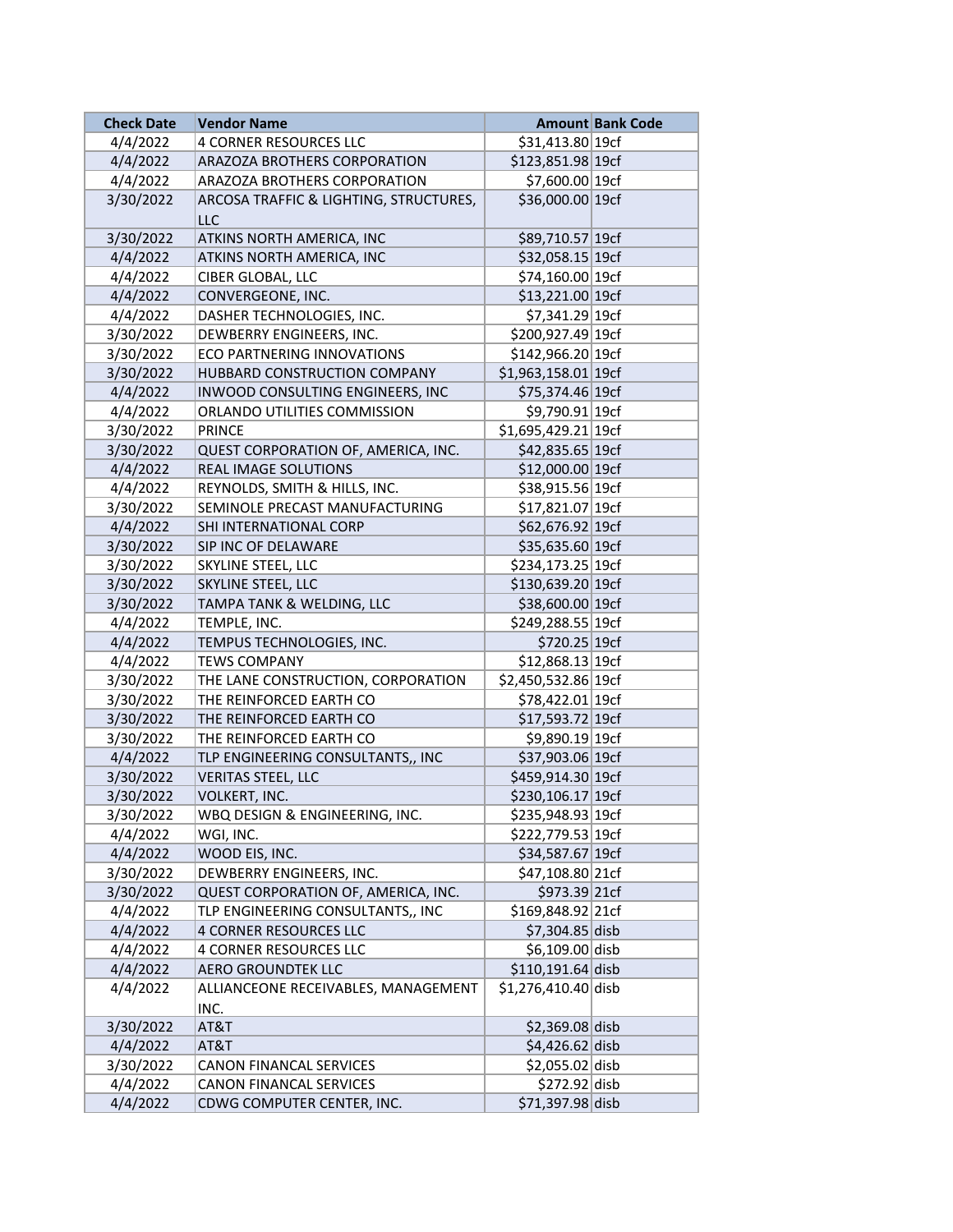| Check Date | Vendor Name | Amount | Bank Code |
|---|---|---|---|
| 4/4/2022 | 4 CORNER RESOURCES LLC | $31,413.80 | 19cf |
| 4/4/2022 | ARAZOZA BROTHERS CORPORATION | $123,851.98 | 19cf |
| 4/4/2022 | ARAZOZA BROTHERS CORPORATION | $7,600.00 | 19cf |
| 3/30/2022 | ARCOSA TRAFFIC & LIGHTING, STRUCTURES, LLC | $36,000.00 | 19cf |
| 3/30/2022 | ATKINS NORTH AMERICA, INC | $89,710.57 | 19cf |
| 4/4/2022 | ATKINS NORTH AMERICA, INC | $32,058.15 | 19cf |
| 4/4/2022 | CIBER GLOBAL, LLC | $74,160.00 | 19cf |
| 4/4/2022 | CONVERGEONE, INC. | $13,221.00 | 19cf |
| 4/4/2022 | DASHER TECHNOLOGIES, INC. | $7,341.29 | 19cf |
| 3/30/2022 | DEWBERRY ENGINEERS, INC. | $200,927.49 | 19cf |
| 3/30/2022 | ECO PARTNERING INNOVATIONS | $142,966.20 | 19cf |
| 3/30/2022 | HUBBARD CONSTRUCTION COMPANY | $1,963,158.01 | 19cf |
| 4/4/2022 | INWOOD CONSULTING ENGINEERS, INC | $75,374.46 | 19cf |
| 4/4/2022 | ORLANDO UTILITIES COMMISSION | $9,790.91 | 19cf |
| 3/30/2022 | PRINCE | $1,695,429.21 | 19cf |
| 3/30/2022 | QUEST CORPORATION OF, AMERICA, INC. | $42,835.65 | 19cf |
| 4/4/2022 | REAL IMAGE SOLUTIONS | $12,000.00 | 19cf |
| 4/4/2022 | REYNOLDS, SMITH & HILLS, INC. | $38,915.56 | 19cf |
| 3/30/2022 | SEMINOLE PRECAST MANUFACTURING | $17,821.07 | 19cf |
| 4/4/2022 | SHI INTERNATIONAL CORP | $62,676.92 | 19cf |
| 3/30/2022 | SIP INC OF DELAWARE | $35,635.60 | 19cf |
| 3/30/2022 | SKYLINE STEEL, LLC | $234,173.25 | 19cf |
| 3/30/2022 | SKYLINE STEEL, LLC | $130,639.20 | 19cf |
| 3/30/2022 | TAMPA TANK & WELDING, LLC | $38,600.00 | 19cf |
| 4/4/2022 | TEMPLE, INC. | $249,288.55 | 19cf |
| 4/4/2022 | TEMPUS TECHNOLOGIES, INC. | $720.25 | 19cf |
| 4/4/2022 | TEWS COMPANY | $12,868.13 | 19cf |
| 3/30/2022 | THE LANE CONSTRUCTION, CORPORATION | $2,450,532.86 | 19cf |
| 3/30/2022 | THE REINFORCED EARTH CO | $78,422.01 | 19cf |
| 3/30/2022 | THE REINFORCED EARTH CO | $17,593.72 | 19cf |
| 3/30/2022 | THE REINFORCED EARTH CO | $9,890.19 | 19cf |
| 4/4/2022 | TLP ENGINEERING CONSULTANTS,, INC | $37,903.06 | 19cf |
| 3/30/2022 | VERITAS STEEL, LLC | $459,914.30 | 19cf |
| 3/30/2022 | VOLKERT, INC. | $230,106.17 | 19cf |
| 3/30/2022 | WBQ DESIGN & ENGINEERING, INC. | $235,948.93 | 19cf |
| 4/4/2022 | WGI, INC. | $222,779.53 | 19cf |
| 4/4/2022 | WOOD EIS, INC. | $34,587.67 | 19cf |
| 3/30/2022 | DEWBERRY ENGINEERS, INC. | $47,108.80 | 21cf |
| 3/30/2022 | QUEST CORPORATION OF, AMERICA, INC. | $973.39 | 21cf |
| 4/4/2022 | TLP ENGINEERING CONSULTANTS,, INC | $169,848.92 | 21cf |
| 4/4/2022 | 4 CORNER RESOURCES LLC | $7,304.85 | disb |
| 4/4/2022 | 4 CORNER RESOURCES LLC | $6,109.00 | disb |
| 4/4/2022 | AERO GROUNDTEK LLC | $110,191.64 | disb |
| 4/4/2022 | ALLIANCEONE RECEIVABLES, MANAGEMENT INC. | $1,276,410.40 | disb |
| 3/30/2022 | AT&T | $2,369.08 | disb |
| 4/4/2022 | AT&T | $4,426.62 | disb |
| 3/30/2022 | CANON FINANCAL SERVICES | $2,055.02 | disb |
| 4/4/2022 | CANON FINANCAL SERVICES | $272.92 | disb |
| 4/4/2022 | CDWG COMPUTER CENTER, INC. | $71,397.98 | disb |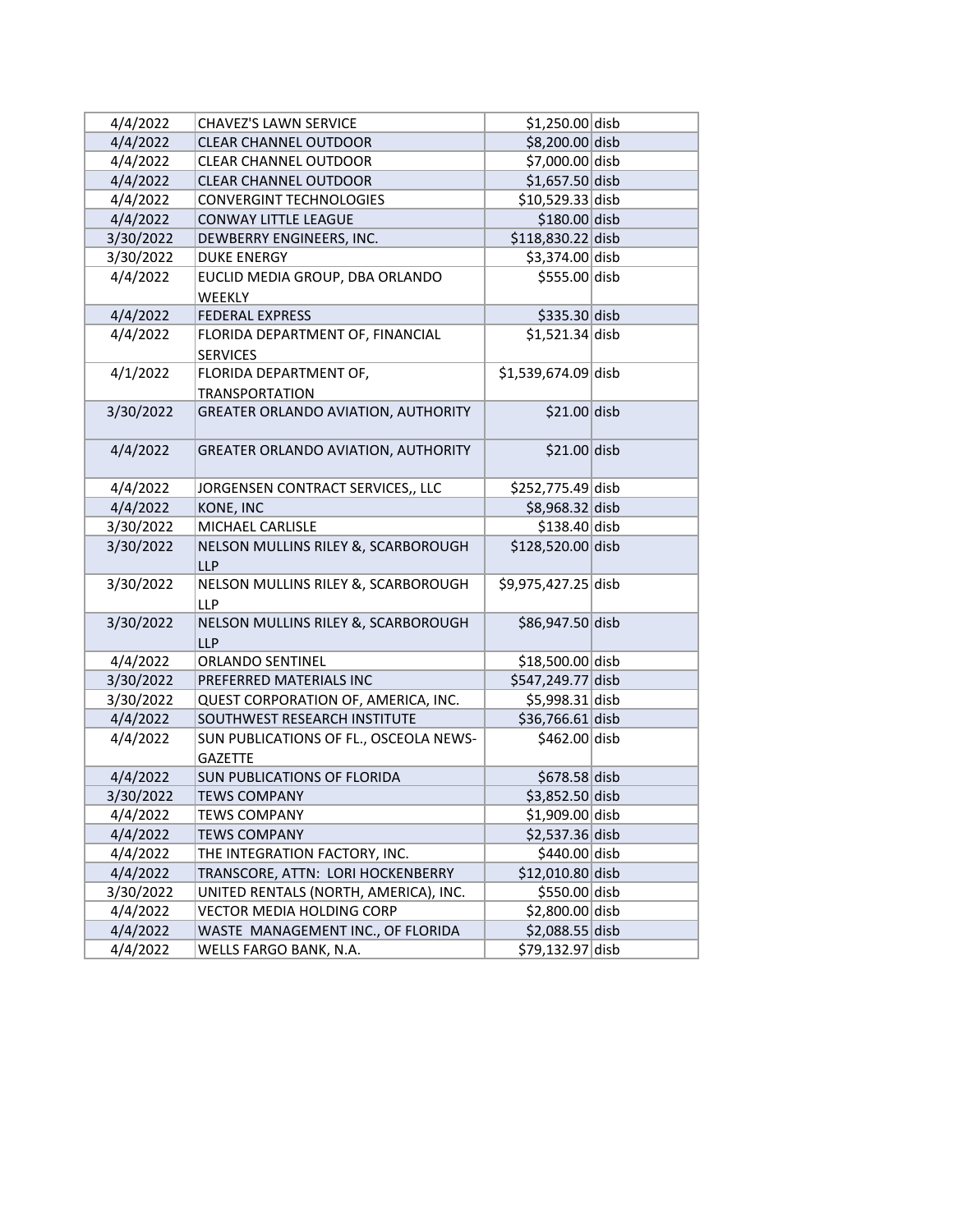| | | | | |
|---|---|---|---|---|
| 4/4/2022 | CHAVEZ'S LAWN SERVICE | $1,250.00 | disb | |
| 4/4/2022 | CLEAR CHANNEL OUTDOOR | $8,200.00 | disb | |
| 4/4/2022 | CLEAR CHANNEL OUTDOOR | $7,000.00 | disb | |
| 4/4/2022 | CLEAR CHANNEL OUTDOOR | $1,657.50 | disb | |
| 4/4/2022 | CONVERGINT TECHNOLOGIES | $10,529.33 | disb | |
| 4/4/2022 | CONWAY LITTLE LEAGUE | $180.00 | disb | |
| 3/30/2022 | DEWBERRY ENGINEERS, INC. | $118,830.22 | disb | |
| 3/30/2022 | DUKE ENERGY | $3,374.00 | disb | |
| 4/4/2022 | EUCLID MEDIA GROUP, DBA ORLANDO WEEKLY | $555.00 | disb | |
| 4/4/2022 | FEDERAL EXPRESS | $335.30 | disb | |
| 4/4/2022 | FLORIDA DEPARTMENT OF, FINANCIAL SERVICES | $1,521.34 | disb | |
| 4/1/2022 | FLORIDA DEPARTMENT OF, TRANSPORTATION | $1,539,674.09 | disb | |
| 3/30/2022 | GREATER ORLANDO AVIATION, AUTHORITY | $21.00 | disb | |
| 4/4/2022 | GREATER ORLANDO AVIATION, AUTHORITY | $21.00 | disb | |
| 4/4/2022 | JORGENSEN CONTRACT SERVICES,, LLC | $252,775.49 | disb | |
| 4/4/2022 | KONE, INC | $8,968.32 | disb | |
| 3/30/2022 | MICHAEL CARLISLE | $138.40 | disb | |
| 3/30/2022 | NELSON MULLINS RILEY &, SCARBOROUGH LLP | $128,520.00 | disb | |
| 3/30/2022 | NELSON MULLINS RILEY &, SCARBOROUGH LLP | $9,975,427.25 | disb | |
| 3/30/2022 | NELSON MULLINS RILEY &, SCARBOROUGH LLP | $86,947.50 | disb | |
| 4/4/2022 | ORLANDO SENTINEL | $18,500.00 | disb | |
| 3/30/2022 | PREFERRED MATERIALS INC | $547,249.77 | disb | |
| 3/30/2022 | QUEST CORPORATION OF, AMERICA, INC. | $5,998.31 | disb | |
| 4/4/2022 | SOUTHWEST RESEARCH INSTITUTE | $36,766.61 | disb | |
| 4/4/2022 | SUN PUBLICATIONS OF FL., OSCEOLA NEWS-GAZETTE | $462.00 | disb | |
| 4/4/2022 | SUN PUBLICATIONS OF FLORIDA | $678.58 | disb | |
| 3/30/2022 | TEWS COMPANY | $3,852.50 | disb | |
| 4/4/2022 | TEWS COMPANY | $1,909.00 | disb | |
| 4/4/2022 | TEWS COMPANY | $2,537.36 | disb | |
| 4/4/2022 | THE INTEGRATION FACTORY, INC. | $440.00 | disb | |
| 4/4/2022 | TRANSCORE, ATTN: LORI HOCKENBERRY | $12,010.80 | disb | |
| 3/30/2022 | UNITED RENTALS (NORTH, AMERICA), INC. | $550.00 | disb | |
| 4/4/2022 | VECTOR MEDIA HOLDING CORP | $2,800.00 | disb | |
| 4/4/2022 | WASTE MANAGEMENT INC., OF FLORIDA | $2,088.55 | disb | |
| 4/4/2022 | WELLS FARGO BANK, N.A. | $79,132.97 | disb | |